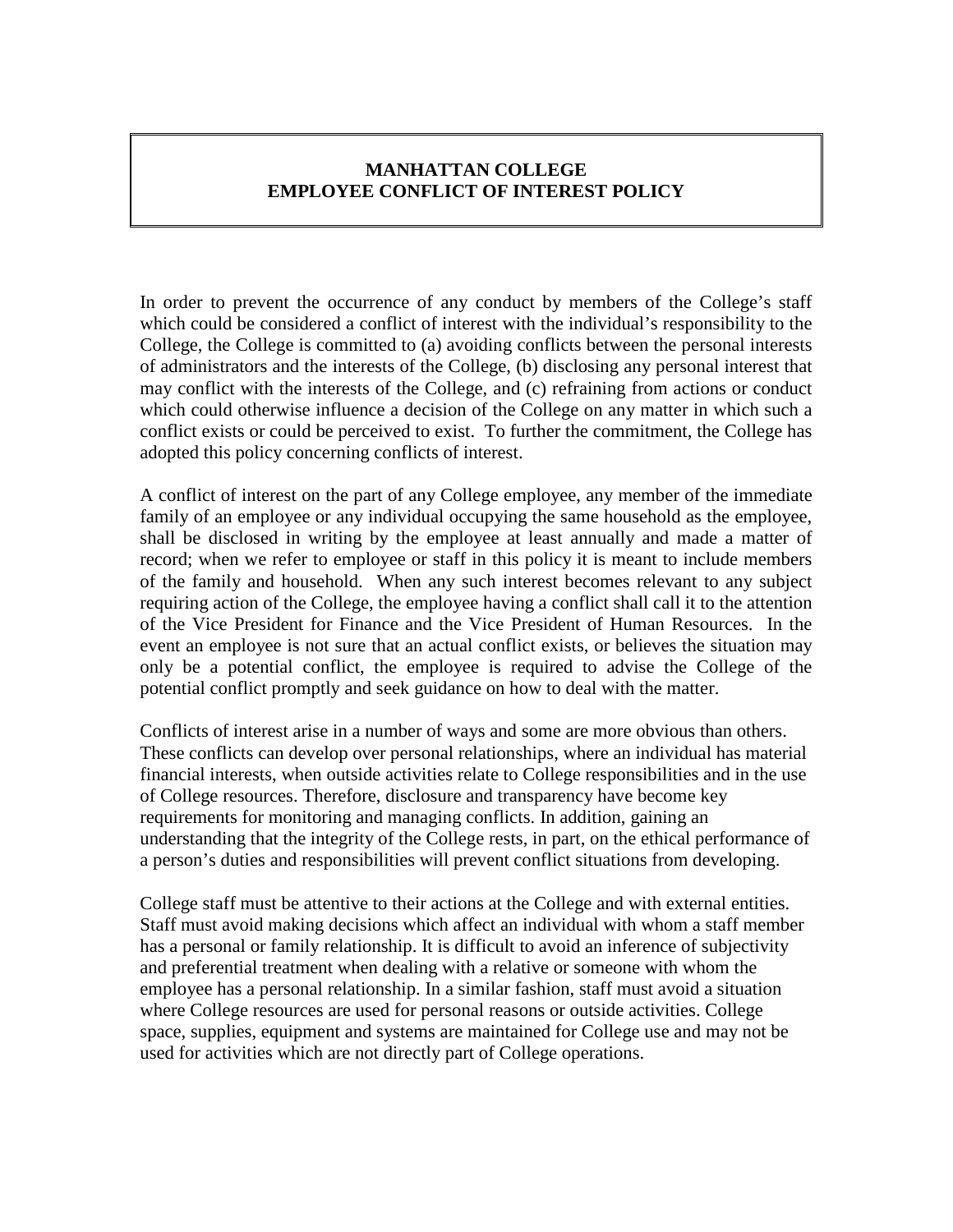# MANHATTAN COLLEGE
# EMPLOYEE CONFLICT OF INTEREST POLICY

In order to prevent the occurrence of any conduct by members of the College's staff which could be considered a conflict of interest with the individual's responsibility to the College, the College is committed to (a) avoiding conflicts between the personal interests of administrators and the interests of the College, (b) disclosing any personal interest that may conflict with the interests of the College, and (c) refraining from actions or conduct which could otherwise influence a decision of the College on any matter in which such a conflict exists or could be perceived to exist. To further the commitment, the College has adopted this policy concerning conflicts of interest.

A conflict of interest on the part of any College employee, any member of the immediate family of an employee or any individual occupying the same household as the employee, shall be disclosed in writing by the employee at least annually and made a matter of record; when we refer to employee or staff in this policy it is meant to include members of the family and household. When any such interest becomes relevant to any subject requiring action of the College, the employee having a conflict shall call it to the attention of the Vice President for Finance and the Vice President of Human Resources. In the event an employee is not sure that an actual conflict exists, or believes the situation may only be a potential conflict, the employee is required to advise the College of the potential conflict promptly and seek guidance on how to deal with the matter.

Conflicts of interest arise in a number of ways and some are more obvious than others. These conflicts can develop over personal relationships, where an individual has material financial interests, when outside activities relate to College responsibilities and in the use of College resources. Therefore, disclosure and transparency have become key requirements for monitoring and managing conflicts. In addition, gaining an understanding that the integrity of the College rests, in part, on the ethical performance of a person's duties and responsibilities will prevent conflict situations from developing.

College staff must be attentive to their actions at the College and with external entities. Staff must avoid making decisions which affect an individual with whom a staff member has a personal or family relationship. It is difficult to avoid an inference of subjectivity and preferential treatment when dealing with a relative or someone with whom the employee has a personal relationship. In a similar fashion, staff must avoid a situation where College resources are used for personal reasons or outside activities. College space, supplies, equipment and systems are maintained for College use and may not be used for activities which are not directly part of College operations.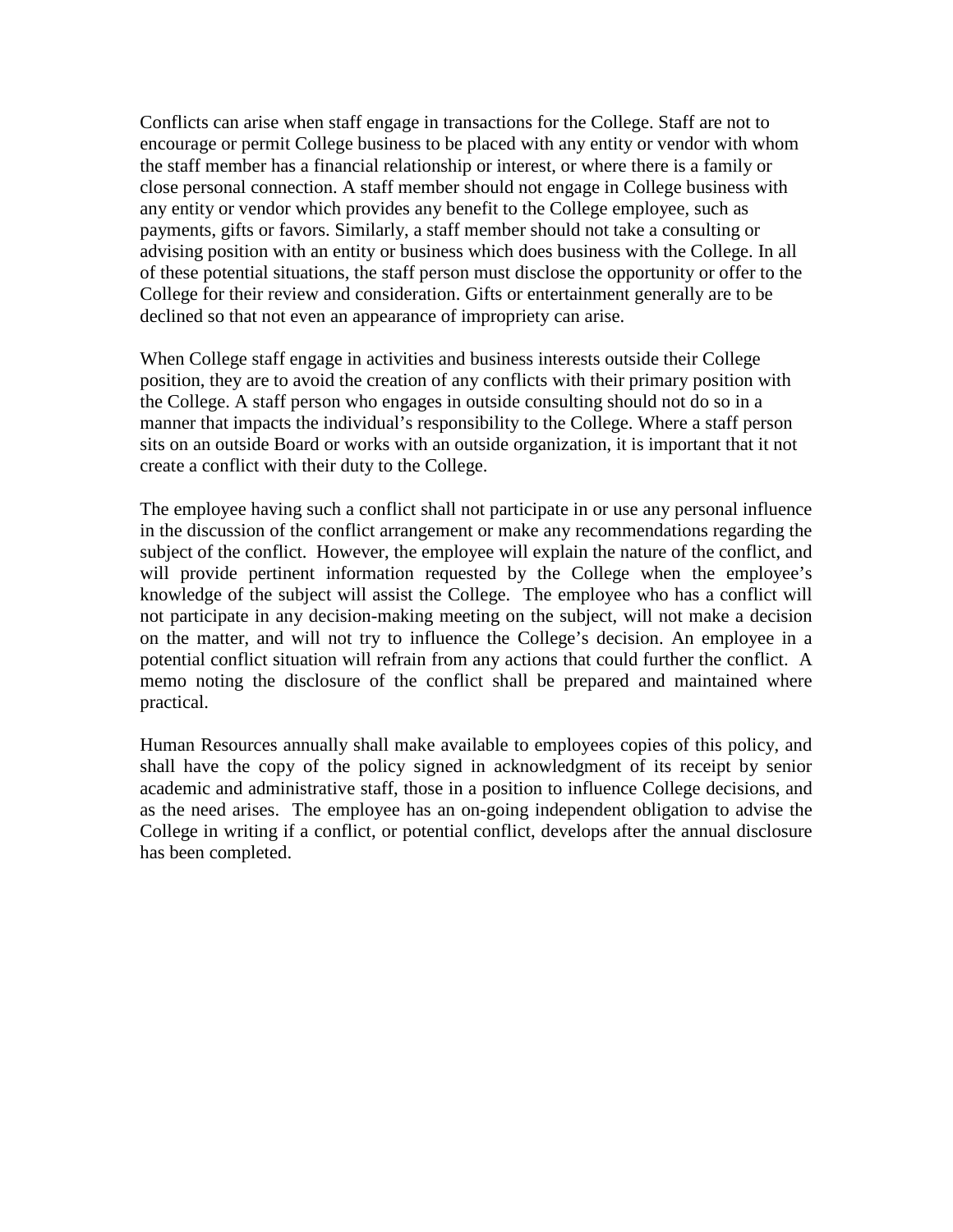Conflicts can arise when staff engage in transactions for the College. Staff are not to encourage or permit College business to be placed with any entity or vendor with whom the staff member has a financial relationship or interest, or where there is a family or close personal connection. A staff member should not engage in College business with any entity or vendor which provides any benefit to the College employee, such as payments, gifts or favors. Similarly, a staff member should not take a consulting or advising position with an entity or business which does business with the College. In all of these potential situations, the staff person must disclose the opportunity or offer to the College for their review and consideration. Gifts or entertainment generally are to be declined so that not even an appearance of impropriety can arise.

When College staff engage in activities and business interests outside their College position, they are to avoid the creation of any conflicts with their primary position with the College. A staff person who engages in outside consulting should not do so in a manner that impacts the individual's responsibility to the College. Where a staff person sits on an outside Board or works with an outside organization, it is important that it not create a conflict with their duty to the College.

The employee having such a conflict shall not participate in or use any personal influence in the discussion of the conflict arrangement or make any recommendations regarding the subject of the conflict. However, the employee will explain the nature of the conflict, and will provide pertinent information requested by the College when the employee's knowledge of the subject will assist the College. The employee who has a conflict will not participate in any decision-making meeting on the subject, will not make a decision on the matter, and will not try to influence the College's decision. An employee in a potential conflict situation will refrain from any actions that could further the conflict. A memo noting the disclosure of the conflict shall be prepared and maintained where practical.

Human Resources annually shall make available to employees copies of this policy, and shall have the copy of the policy signed in acknowledgment of its receipt by senior academic and administrative staff, those in a position to influence College decisions, and as the need arises. The employee has an on-going independent obligation to advise the College in writing if a conflict, or potential conflict, develops after the annual disclosure has been completed.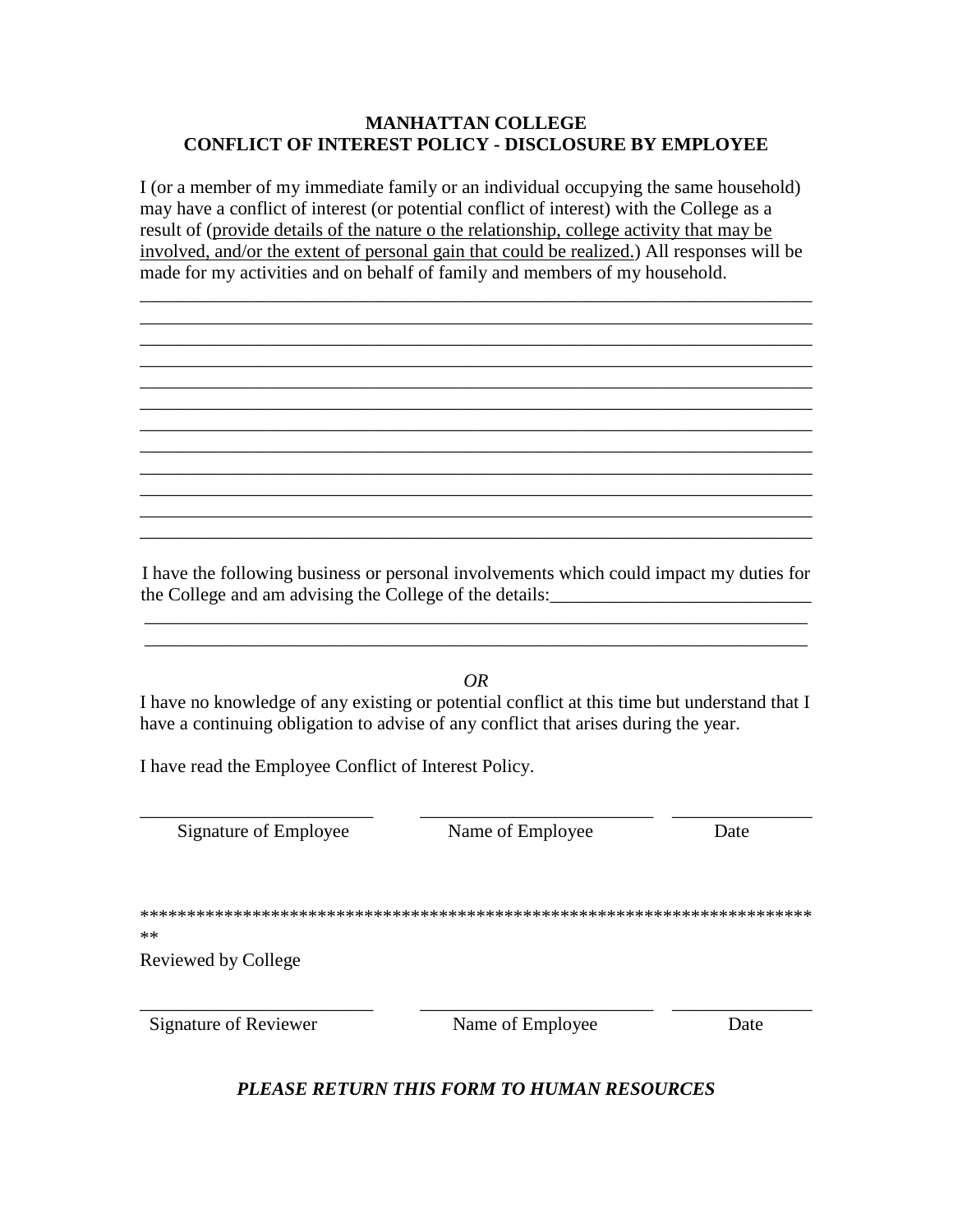**MANHATTAN COLLEGE**
**CONFLICT OF INTEREST POLICY - DISCLOSURE BY EMPLOYEE**

I (or a member of my immediate family or an individual occupying the same household) may have a conflict of interest (or potential conflict of interest) with the College as a result of (<u>provide details of the nature o the relationship, college activity that may be involved, and/or the extent of personal gain that could be realized.</u>) All responses will be made for my activities and on behalf of family and members of my household.

______________________________________________________________________________
______________________________________________________________________________
______________________________________________________________________________
______________________________________________________________________________
______________________________________________________________________________
______________________________________________________________________________
______________________________________________________________________________
______________________________________________________________________________
______________________________________________________________________________
______________________________________________________________________________
______________________________________________________________________________
______________________________________________________________________________

I have the following business or personal involvements which could impact my duties for the College and am advising the College of the details:____________________________
_____________________________________________________________________________
_____________________________________________________________________________

*OR*

I have no knowledge of any existing or potential conflict at this time but understand that I have a continuing obligation to advise of any conflict that arises during the year.

I have read the Employee Conflict of Interest Policy.

_________________________ _________________________ ______________
Signature of Employee Name of Employee Date

***************************************************************************

Reviewed by College

_________________________ _________________________ ______________
Signature of Reviewer Name of Employee Date

***PLEASE RETURN THIS FORM TO HUMAN RESOURCES***